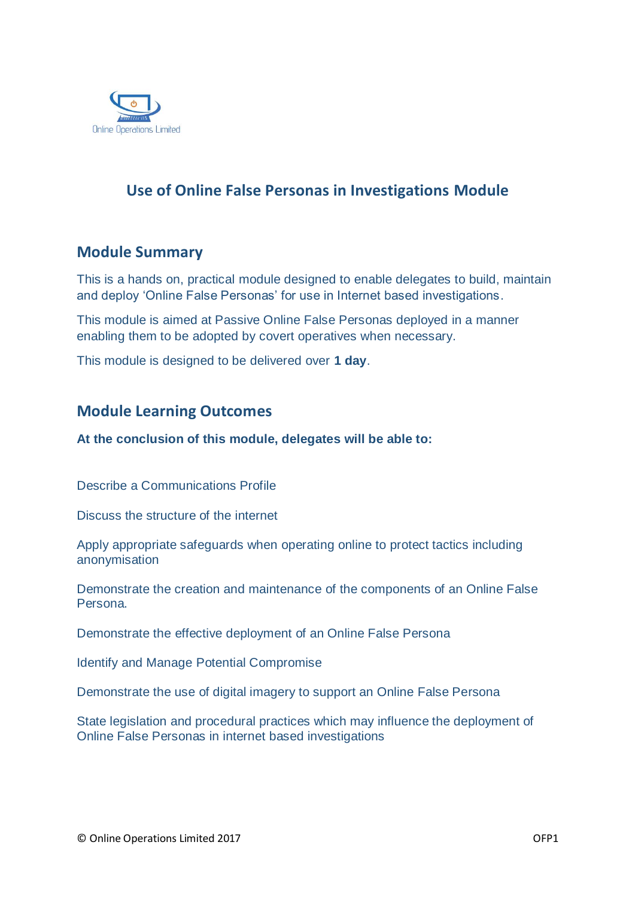Online Operations Limited

# Use of Online False Personas in Investigations Module

## Module Summary

This is a hands on, practical module designed to enable delegates to build, maintain and deploy 'Online False Personas' for use in Internet based investigations.

This module is aimed at Passive Online False Personas deployed in a manner enabling them to be adopted by covert operatives when necessary.

This module is designed to be delivered over **1 day**.

## Module Learning Outcomes

**At the conclusion of this module, delegates will be able to:**

Describe a Communications Profile

Discuss the structure of the internet

Apply appropriate safeguards when operating online to protect tactics including anonymisation

Demonstrate the creation and maintenance of the components of an Online False Persona.

Demonstrate the effective deployment of an Online False Persona

Identify and Manage Potential Compromise

Demonstrate the use of digital imagery to support an Online False Persona

State legislation and procedural practices which may influence the deployment of Online False Personas in internet based investigations

© Online Operations Limited 2017 OFP1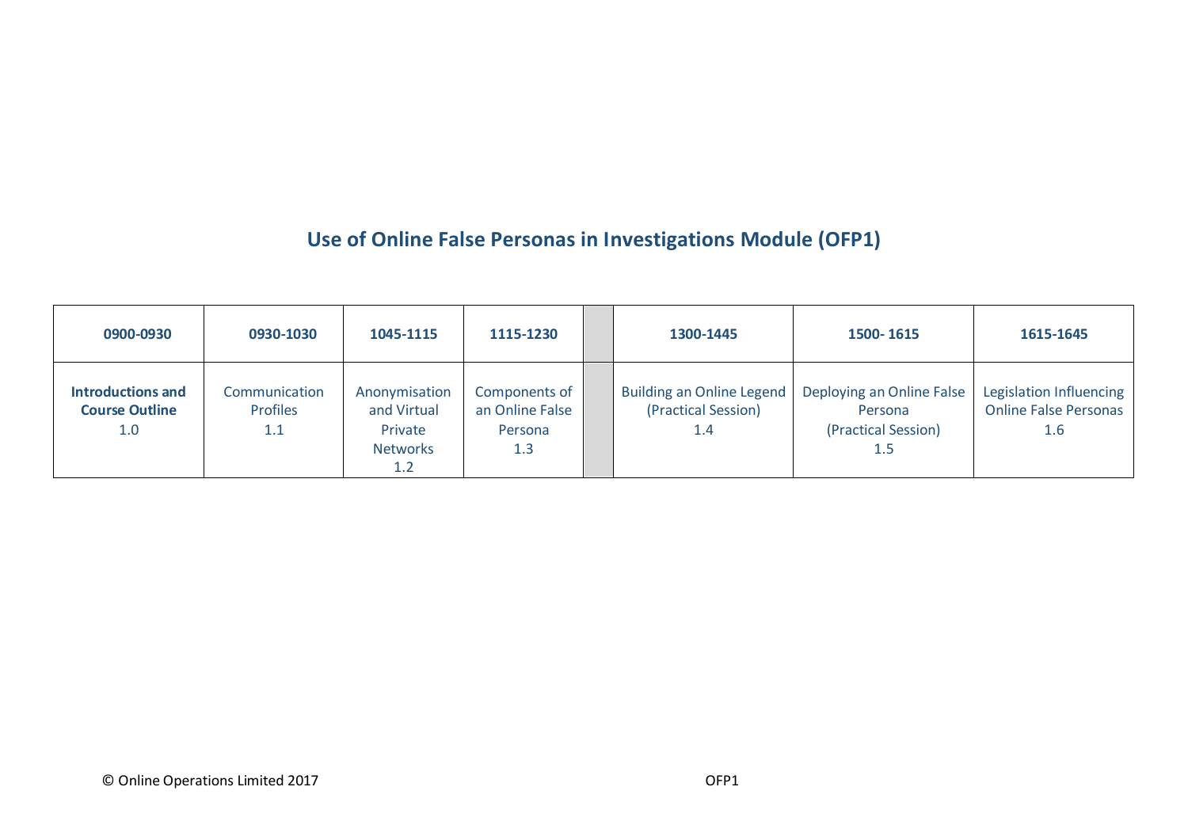## Use of Online False Personas in Investigations Module (OFP1)

| 0900-0930 | 0930-1030 | 1045-1115 | 1115-1230 | | 1300-1445 | 1500- 1615 | 1615-1645 |
|---|---|---|---|---|---|---|---|
| **Introductions and Course Outline** 1.0 | Communication Profiles 1.1 | Anonymisation and Virtual Private Networks 1.2 | Components of an Online False Persona 1.3 | | Building an Online Legend (Practical Session) 1.4 | Deploying an Online False Persona (Practical Session) 1.5 | Legislation Influencing Online False Personas 1.6 |

© Online Operations Limited 2017 OFP1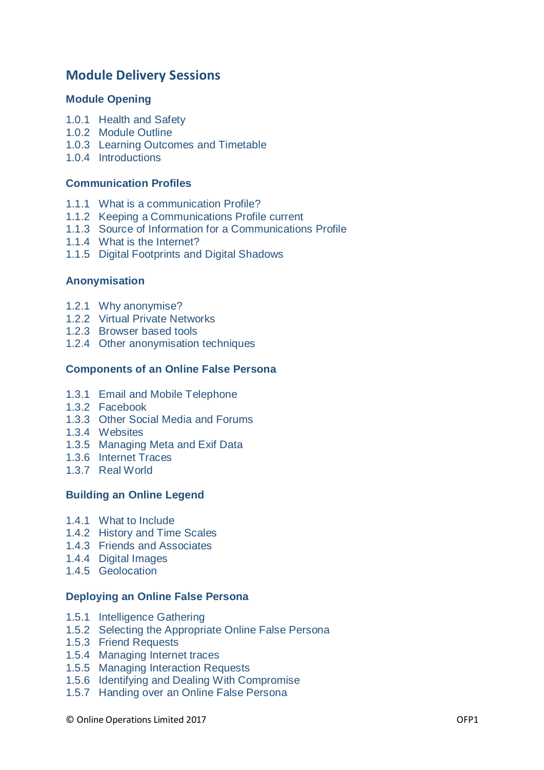## Module Delivery Sessions

### Module Opening

1.0.1 Health and Safety
1.0.2 Module Outline
1.0.3 Learning Outcomes and Timetable
1.0.4 Introductions

### Communication Profiles

1.1.1 What is a communication Profile?
1.1.2 Keeping a Communications Profile current
1.1.3 Source of Information for a Communications Profile
1.1.4 What is the Internet?
1.1.5 Digital Footprints and Digital Shadows

### Anonymisation

1.2.1 Why anonymise?
1.2.2 Virtual Private Networks
1.2.3 Browser based tools
1.2.4 Other anonymisation techniques

### Components of an Online False Persona

1.3.1 Email and Mobile Telephone
1.3.2 Facebook
1.3.3 Other Social Media and Forums
1.3.4 Websites
1.3.5 Managing Meta and Exif Data
1.3.6 Internet Traces
1.3.7 Real World

### Building an Online Legend

1.4.1 What to Include
1.4.2 History and Time Scales
1.4.3 Friends and Associates
1.4.4 Digital Images
1.4.5 Geolocation

### Deploying an Online False Persona

1.5.1 Intelligence Gathering
1.5.2 Selecting the Appropriate Online False Persona
1.5.3 Friend Requests
1.5.4 Managing Internet traces
1.5.5 Managing Interaction Requests
1.5.6 Identifying and Dealing With Compromise
1.5.7 Handing over an Online False Persona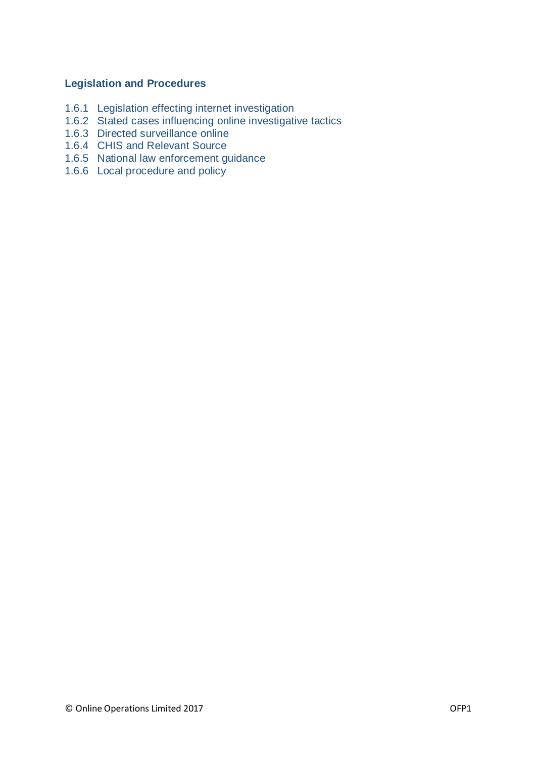### Legislation and Procedures

1.6.1 Legislation effecting internet investigation
1.6.2 Stated cases influencing online investigative tactics
1.6.3 Directed surveillance online
1.6.4 CHIS and Relevant Source
1.6.5 National law enforcement guidance
1.6.6 Local procedure and policy